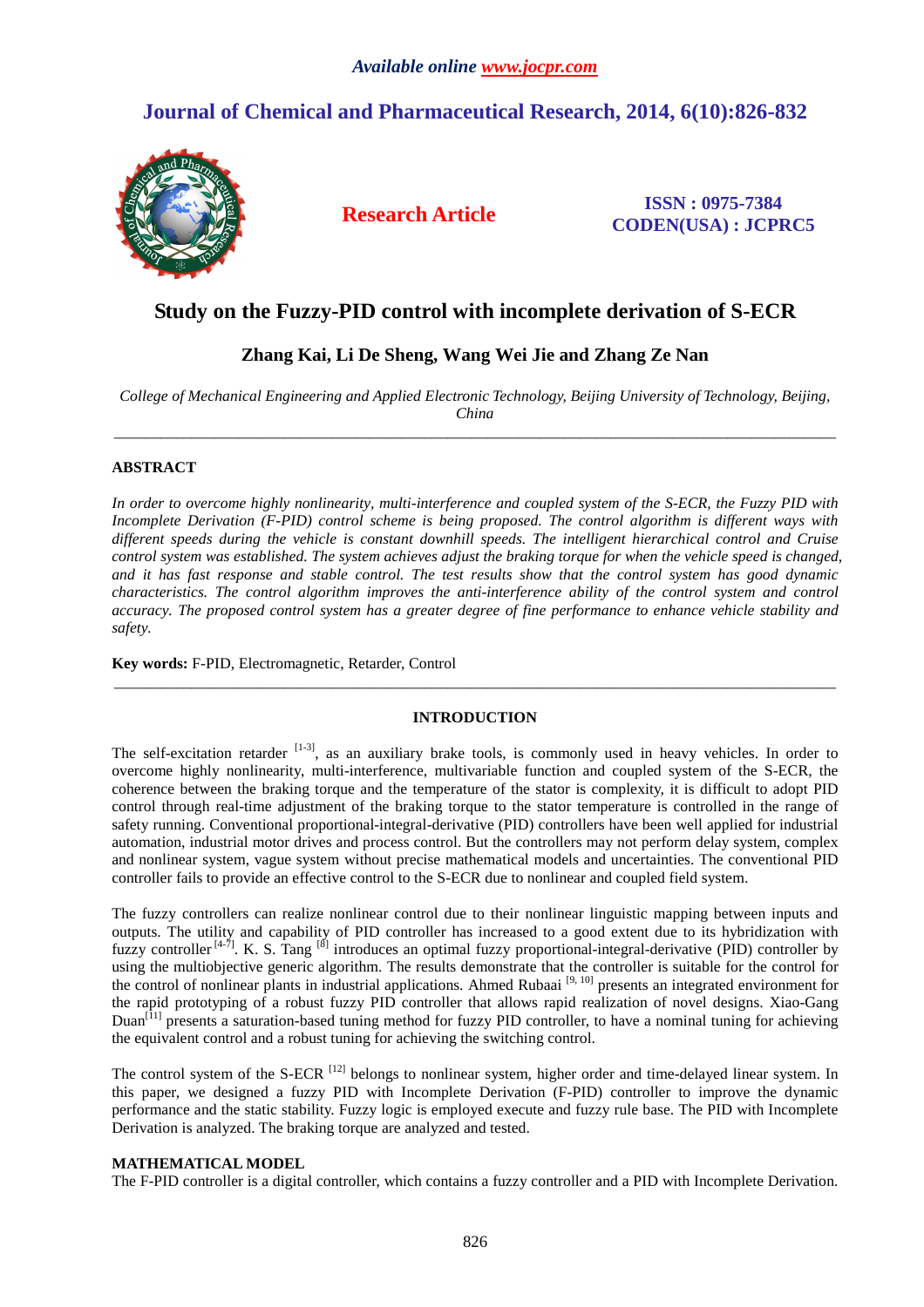# Study on the Fuzzy-PID control with incomplete derivation of S-ECR

**Zhang Kai, Li De Sheng, Wang Wei Jie and Zhang Ze Nan**

*College of Mechanical Engineering and Applied Electronic Technology, Beijing University of Technology, Beijing, China*

---

## ABSTRACT

*In order to overcome highly nonlinearity, multi-interference and coupled system of the S-ECR, the Fuzzy PID with Incomplete Derivation (F-PID) control scheme is being proposed. The control algorithm is different ways with different speeds during the vehicle is constant downhill speeds. The intelligent hierarchical control and Cruise control system was established. The system achieves adjust the braking torque for when the vehicle speed is changed, and it has fast response and stable control. The test results show that the control system has good dynamic characteristics. The control algorithm improves the anti-interference ability of the control system and control accuracy. The proposed control system has a greater degree of fine performance to enhance vehicle stability and safety.*

**Key words:** F-PID, Electromagnetic, Retarder, Control

---

## INTRODUCTION

The self-excitation retarder [1-3], as an auxiliary brake tools, is commonly used in heavy vehicles. In order to overcome highly nonlinearity, multi-interference, multivariable function and coupled system of the S-ECR, the coherence between the braking torque and the temperature of the stator is complexity, it is difficult to adopt PID control through real-time adjustment of the braking torque to the stator temperature is controlled in the range of safety running. Conventional proportional-integral-derivative (PID) controllers have been well applied for industrial automation, industrial motor drives and process control. But the controllers may not perform delay system, complex and nonlinear system, vague system without precise mathematical models and uncertainties. The conventional PID controller fails to provide an effective control to the S-ECR due to nonlinear and coupled field system.

The fuzzy controllers can realize nonlinear control due to their nonlinear linguistic mapping between inputs and outputs. The utility and capability of PID controller has increased to a good extent due to its hybridization with fuzzy controller [4-7]. K. S. Tang [8] introduces an optimal fuzzy proportional-integral-derivative (PID) controller by using the multiobjective generic algorithm. The results demonstrate that the controller is suitable for the control for the control of nonlinear plants in industrial applications. Ahmed Rubaai [9, 10] presents an integrated environment for the rapid prototyping of a robust fuzzy PID controller that allows rapid realization of novel designs. Xiao-Gang Duan[11] presents a saturation-based tuning method for fuzzy PID controller, to have a nominal tuning for achieving the equivalent control and a robust tuning for achieving the switching control.

The control system of the S-ECR [12] belongs to nonlinear system, higher order and time-delayed linear system. In this paper, we designed a fuzzy PID with Incomplete Derivation (F-PID) controller to improve the dynamic performance and the static stability. Fuzzy logic is employed execute and fuzzy rule base. The PID with Incomplete Derivation is analyzed. The braking torque are analyzed and tested.

## MATHEMATICAL MODEL

The F-PID controller is a digital controller, which contains a fuzzy controller and a PID with Incomplete Derivation.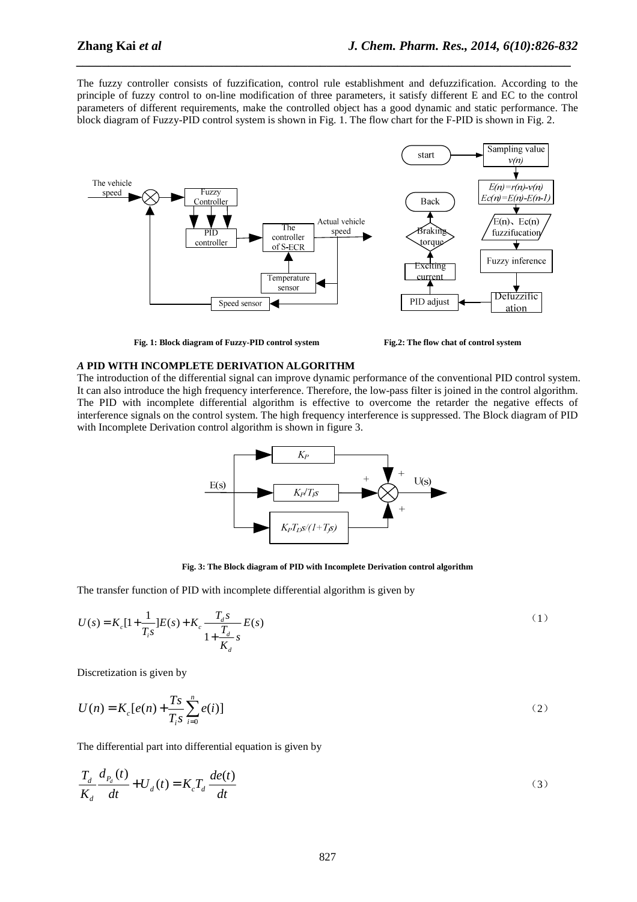The fuzzy controller consists of fuzzification, control rule establishment and defuzzification. According to the principle of fuzzy control to on-line modification of three parameters, it satisfy different E and EC to the control parameters of different requirements, make the controlled object has a good dynamic and static performance. The block diagram of Fuzzy-PID control system is shown in Fig. 1. The flow chart for the F-PID is shown in Fig. 2.

**Fig. 1: Block diagram of Fuzzy-PID control system**

**Fig.2: The flow chat of control system**

### *A* PID WITH INCOMPLETE DERIVATION ALGORITHM

The introduction of the differential signal can improve dynamic performance of the conventional PID control system. It can also introduce the high frequency interference. Therefore, the low-pass filter is joined in the control algorithm. The PID with incomplete differential algorithm is effective to overcome the retarder the negative effects of interference signals on the control system. The high frequency interference is suppressed. The Block diagram of PID with Incomplete Derivation control algorithm is shown in figure 3.

**Fig. 3: The Block diagram of PID with Incomplete Derivation control algorithm**

The transfer function of PID with incomplete differential algorithm is given by

$$U(s) = K_c[1 + \frac{1}{T_i s}]E(s) + K_c \frac{T_d s}{1 + \frac{T_d}{K_d} s} E(s) \qquad (1)$$

Discretization is given by

$$U(n) = K_c[e(n) + \frac{Ts}{T_i s}\sum_{i=0}^{n} e(i)] \qquad (2)$$

The differential part into differential equation is given by

$$\frac{T_d}{K_d}\frac{d_{P_d}(t)}{dt} + U_d(t) = K_c T_d \frac{de(t)}{dt} \qquad (3)$$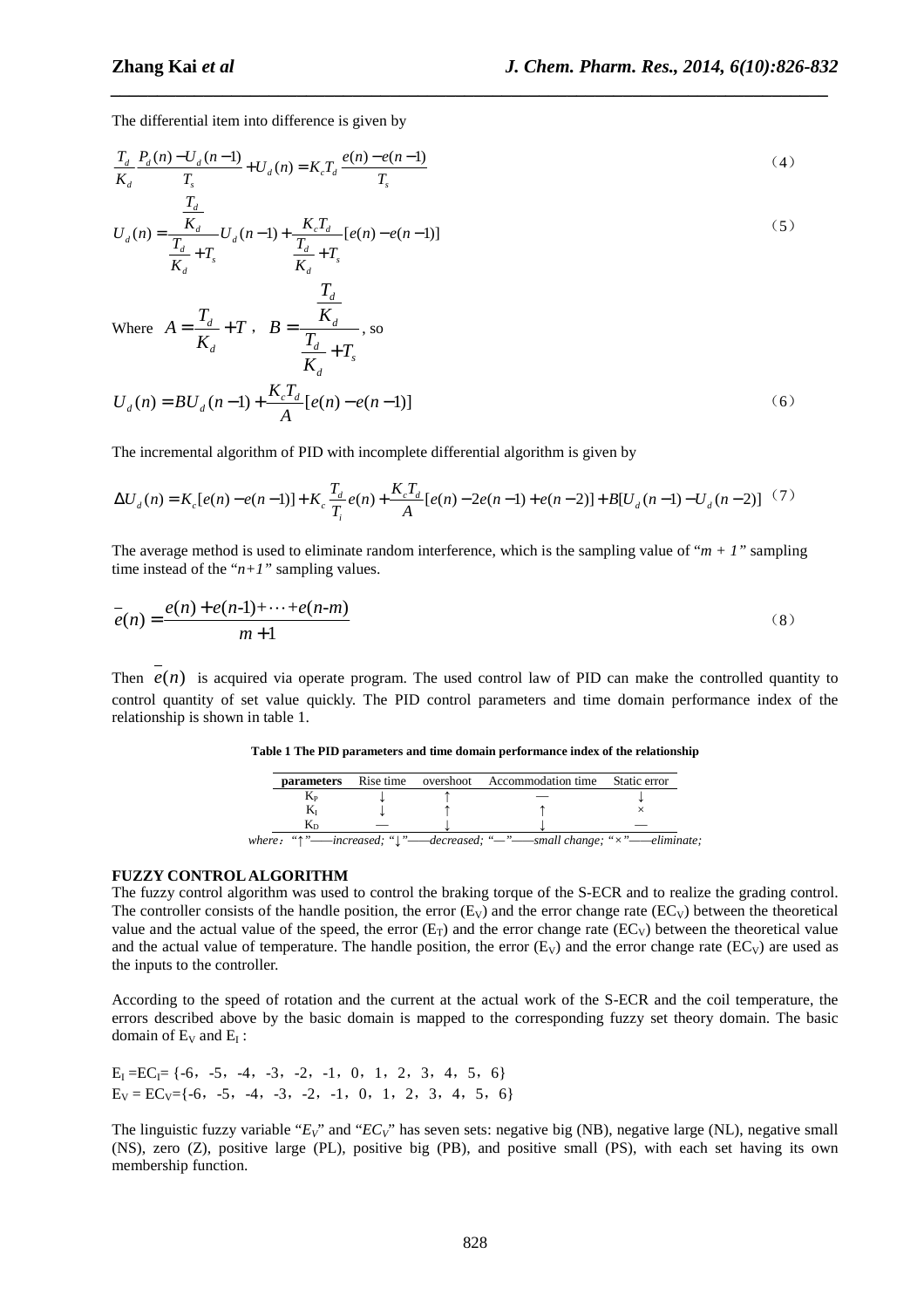The differential item into difference is given by

$$\frac{T_d}{K_d}\frac{P_d(n)-U_d(n-1)}{T_s}+U_d(n)=K_cT_d\frac{e(n)-e(n-1)}{T_s} \tag{4}$$

$$U_d(n)=\frac{\frac{T_d}{K_d}}{\frac{T_d}{K_d}+T_s}U_d(n-1)+\frac{K_cT_d}{\frac{T_d}{K_d}+T_s}[e(n)-e(n-1)] \tag{5}$$

Where $A=\frac{T_d}{K_d}+T$ , $B=\frac{\frac{T_d}{K_d}}{\frac{T_d}{K_d}+T_s}$, so

$$U_d(n)=BU_d(n-1)+\frac{K_cT_d}{A}[e(n)-e(n-1)] \tag{6}$$

The incremental algorithm of PID with incomplete differential algorithm is given by

$$\Delta U_d(n)=K_c[e(n)-e(n-1)]+K_c\frac{T_d}{T_i}e(n)+\frac{K_cT_d}{A}[e(n)-2e(n-1)+e(n-2)]+B[U_d(n-1)-U_d(n-2)] \tag{7}$$

The average method is used to eliminate random interference, which is the sampling value of "*m + 1*" sampling time instead of the "*n+1*" sampling values.

$$\bar{e}(n)=\frac{e(n)+e(n\text{-}1)+\cdots+e(n\text{-}m)}{m+1} \tag{8}$$

Then $\bar{e}(n)$ is acquired via operate program. The used control law of PID can make the controlled quantity to control quantity of set value quickly. The PID control parameters and time domain performance index of the relationship is shown in table 1.

**Table 1 The PID parameters and time domain performance index of the relationship**

| parameters | Rise time | overshoot | Accommodation time | Static error |
|---|---|---|---|---|
| $K_P$ | ↓ | ↑ | — | ↓ |
| $K_I$ | ↓ | ↑ | ↑ | × |
| $K_D$ | — | ↓ | ↓ | — |

*where: "↑"——increased; "↓"——decreased; "—"——small change; "×"——eliminate;*

## FUZZY CONTROL ALGORITHM

The fuzzy control algorithm was used to control the braking torque of the S-ECR and to realize the grading control. The controller consists of the handle position, the error ($E_V$) and the error change rate ($EC_V$) between the theoretical value and the actual value of the speed, the error ($E_T$) and the error change rate ($EC_V$) between the theoretical value and the actual value of temperature. The handle position, the error ($E_V$) and the error change rate ($EC_V$) are used as the inputs to the controller.

According to the speed of rotation and the current at the actual work of the S-ECR and the coil temperature, the errors described above by the basic domain is mapped to the corresponding fuzzy set theory domain. The basic domain of $E_V$ and $E_I$ :

$E_I = EC_I$= {-6，-5，-4，-3，-2，-1，0，1，2，3，4，5，6}
$E_V = EC_V$={-6，-5，-4，-3，-2，-1，0，1，2，3，4，5，6}

The linguistic fuzzy variable "$E_V$" and "$EC_V$" has seven sets: negative big (NB), negative large (NL), negative small (NS), zero (Z), positive large (PL), positive big (PB), and positive small (PS), with each set having its own membership function.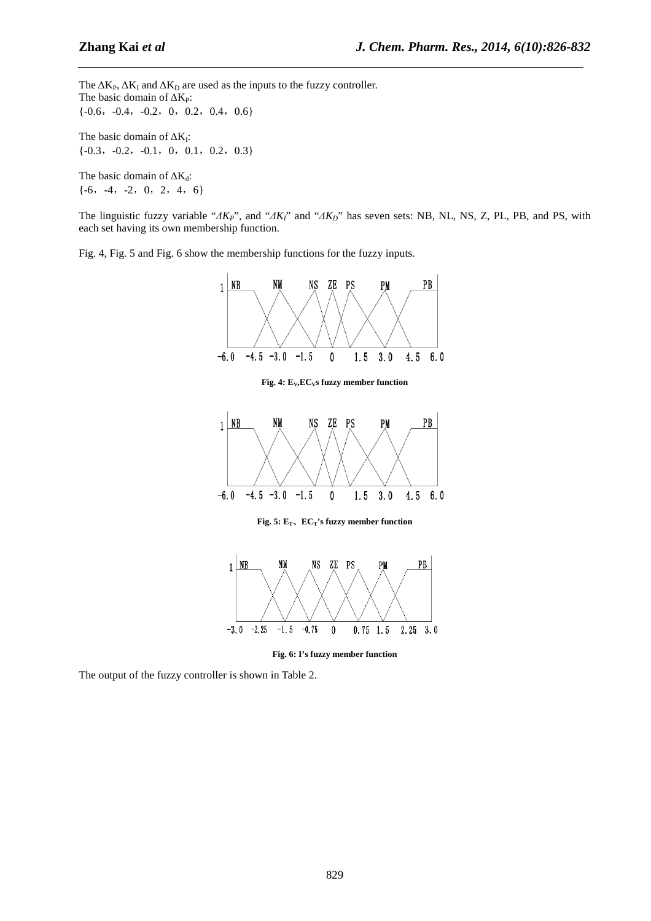The $\Delta K_P$, $\Delta K_I$ and $\Delta K_D$ are used as the inputs to the fuzzy controller.
The basic domain of $\Delta K_P$:
{-0.6，-0.4，-0.2，0，0.2，0.4，0.6}

The basic domain of $\Delta K_I$:
{-0.3，-0.2，-0.1，0，0.1，0.2，0.3}

The basic domain of $\Delta K_d$:
{-6，-4，-2，0，2，4，6}

The linguistic fuzzy variable "$\Delta K_P$", and "$\Delta K_I$" and "$\Delta K_D$" has seven sets: NB, NL, NS, Z, PL, PB, and PS, with each set having its own membership function.

Fig. 4, Fig. 5 and Fig. 6 show the membership functions for the fuzzy inputs.

**Fig. 4: $E_V$,$EC_V$s fuzzy member function**

**Fig. 5: $E_T$、$EC_T$'s fuzzy member function**

**Fig. 6: I's fuzzy member function**

The output of the fuzzy controller is shown in Table 2.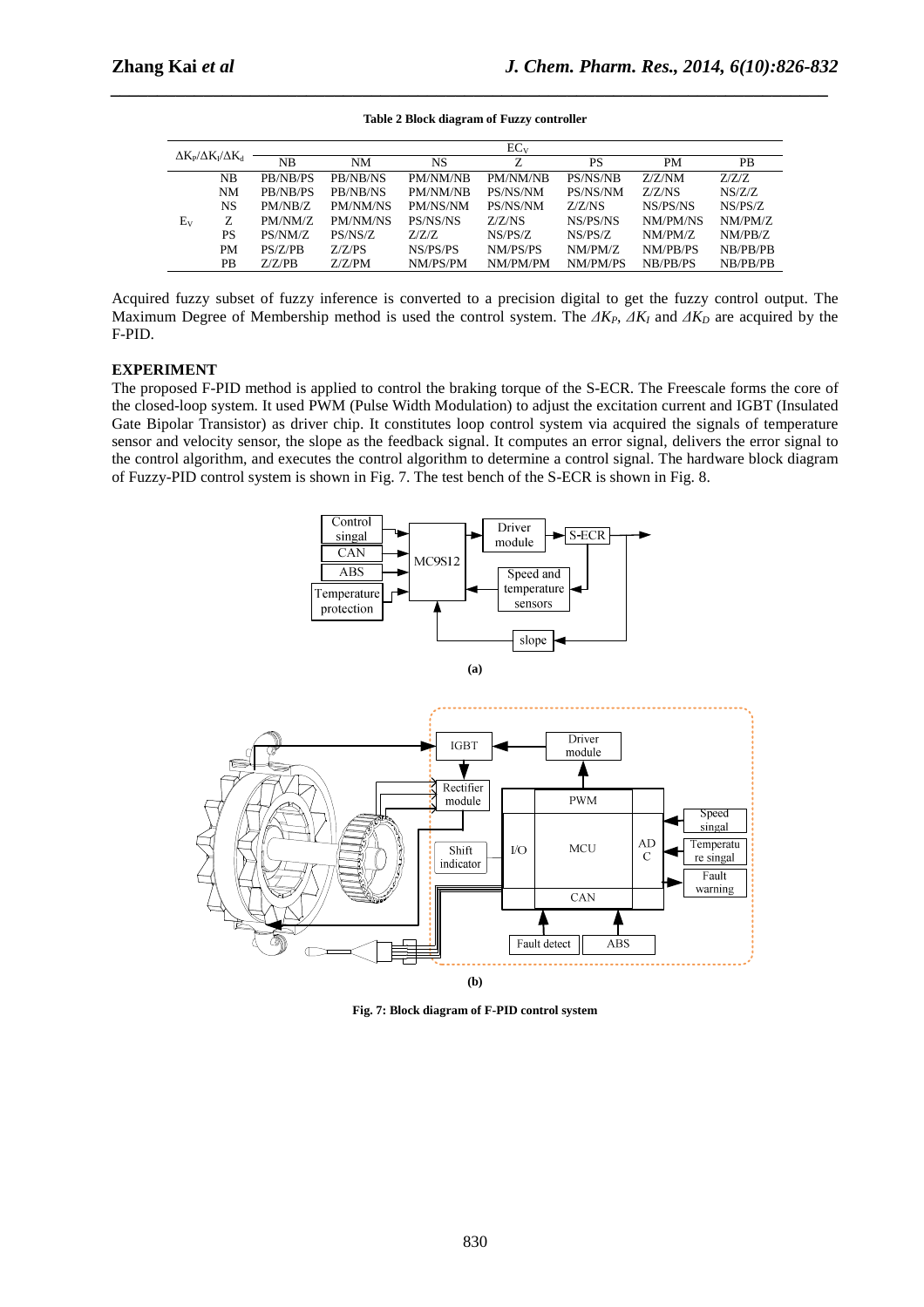**Table 2 Block diagram of Fuzzy controller**

| $\Delta K_P/\Delta K_I/\Delta K_d$ | | $EC_V$ | | | | | | |
|---|---|---|---|---|---|---|---|---|
| | | NB | NM | NS | Z | PS | PM | PB |
| $E_V$ | NB | PB/NB/PS | PB/NB/NS | PM/NM/NB | PM/NM/NB | PS/NS/NB | Z/Z/NM | Z/Z/Z |
| | NM | PB/NB/PS | PB/NB/NS | PM/NM/NB | PS/NS/NM | PS/NS/NM | Z/Z/NS | NS/Z/Z |
| | NS | PM/NB/Z | PM/NM/NS | PM/NS/NM | PS/NS/NM | Z/Z/NS | NS/PS/NS | NS/PS/Z |
| | Z | PM/NM/Z | PM/NM/NS | PS/NS/NS | Z/Z/NS | NS/PS/NS | NM/PM/NS | NM/PM/Z |
| | PS | PS/NM/Z | PS/NS/Z | Z/Z/Z | NS/PS/Z | NS/PS/Z | NM/PM/Z | NM/PB/Z |
| | PM | PS/Z/PB | Z/Z/PS | NS/PS/PS | NM/PS/PS | NM/PM/Z | NM/PB/PS | NB/PB/PB |
| | PB | Z/Z/PB | Z/Z/PM | NM/PS/PM | NM/PM/PM | NM/PM/PS | NB/PB/PS | NB/PB/PB |

Acquired fuzzy subset of fuzzy inference is converted to a precision digital to get the fuzzy control output. The Maximum Degree of Membership method is used the control system. The $\Delta K_P$, $\Delta K_I$ and $\Delta K_D$ are acquired by the F-PID.

**EXPERIMENT**

The proposed F-PID method is applied to control the braking torque of the S-ECR. The Freescale forms the core of the closed-loop system. It used PWM (Pulse Width Modulation) to adjust the excitation current and IGBT (Insulated Gate Bipolar Transistor) as driver chip. It constitutes loop control system via acquired the signals of temperature sensor and velocity sensor, the slope as the feedback signal. It computes an error signal, delivers the error signal to the control algorithm, and executes the control algorithm to determine a control signal. The hardware block diagram of Fuzzy-PID control system is shown in Fig. 7. The test bench of the S-ECR is shown in Fig. 8.

(a)

(b)

**Fig. 7: Block diagram of F-PID control system**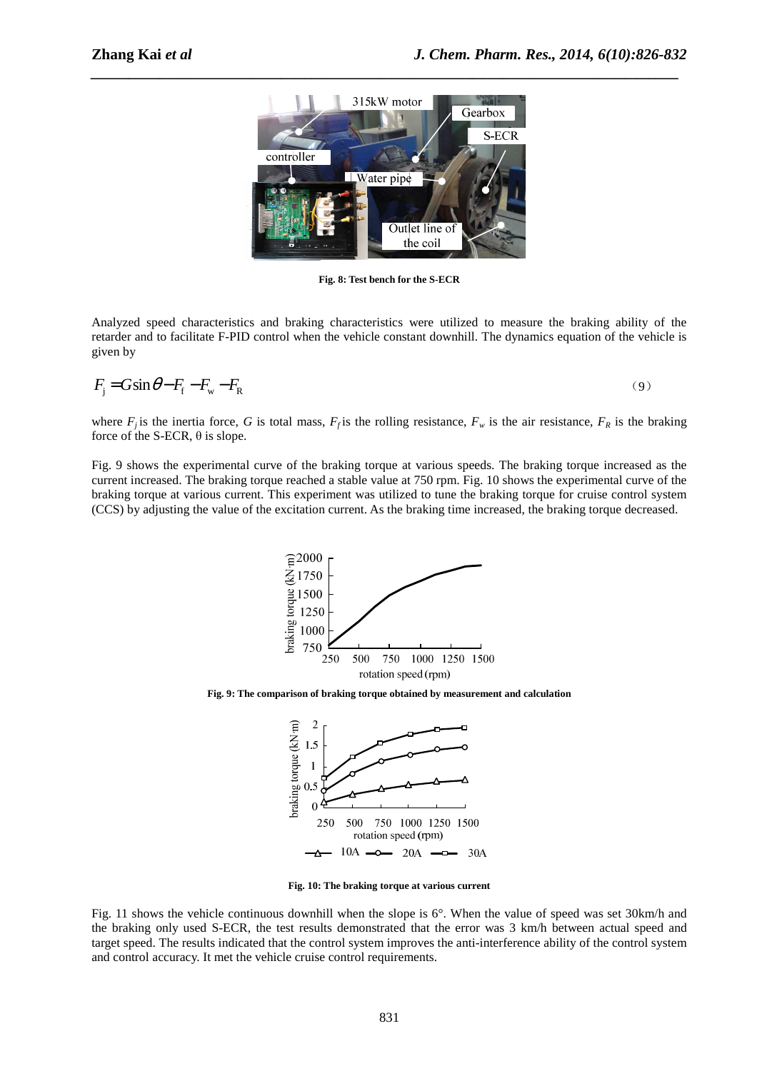Fig. 8: Test bench for the S-ECR

Analyzed speed characteristics and braking characteristics were utilized to measure the braking ability of the retarder and to facilitate F-PID control when the vehicle constant downhill. The dynamics equation of the vehicle is given by

$$F_j = G\sin\theta - F_f - F_w - F_R \tag{9}$$

where $F_j$ is the inertia force, $G$ is total mass, $F_f$ is the rolling resistance, $F_w$ is the air resistance, $F_R$ is the braking force of the S-ECR, θ is slope.

Fig. 9 shows the experimental curve of the braking torque at various speeds. The braking torque increased as the current increased. The braking torque reached a stable value at 750 rpm. Fig. 10 shows the experimental curve of the braking torque at various current. This experiment was utilized to tune the braking torque for cruise control system (CCS) by adjusting the value of the excitation current. As the braking time increased, the braking torque decreased.

Fig. 9: The comparison of braking torque obtained by measurement and calculation

Fig. 10: The braking torque at various current

Fig. 11 shows the vehicle continuous downhill when the slope is 6°. When the value of speed was set 30km/h and the braking only used S-ECR, the test results demonstrated that the error was 3 km/h between actual speed and target speed. The results indicated that the control system improves the anti-interference ability of the control system and control accuracy. It met the vehicle cruise control requirements.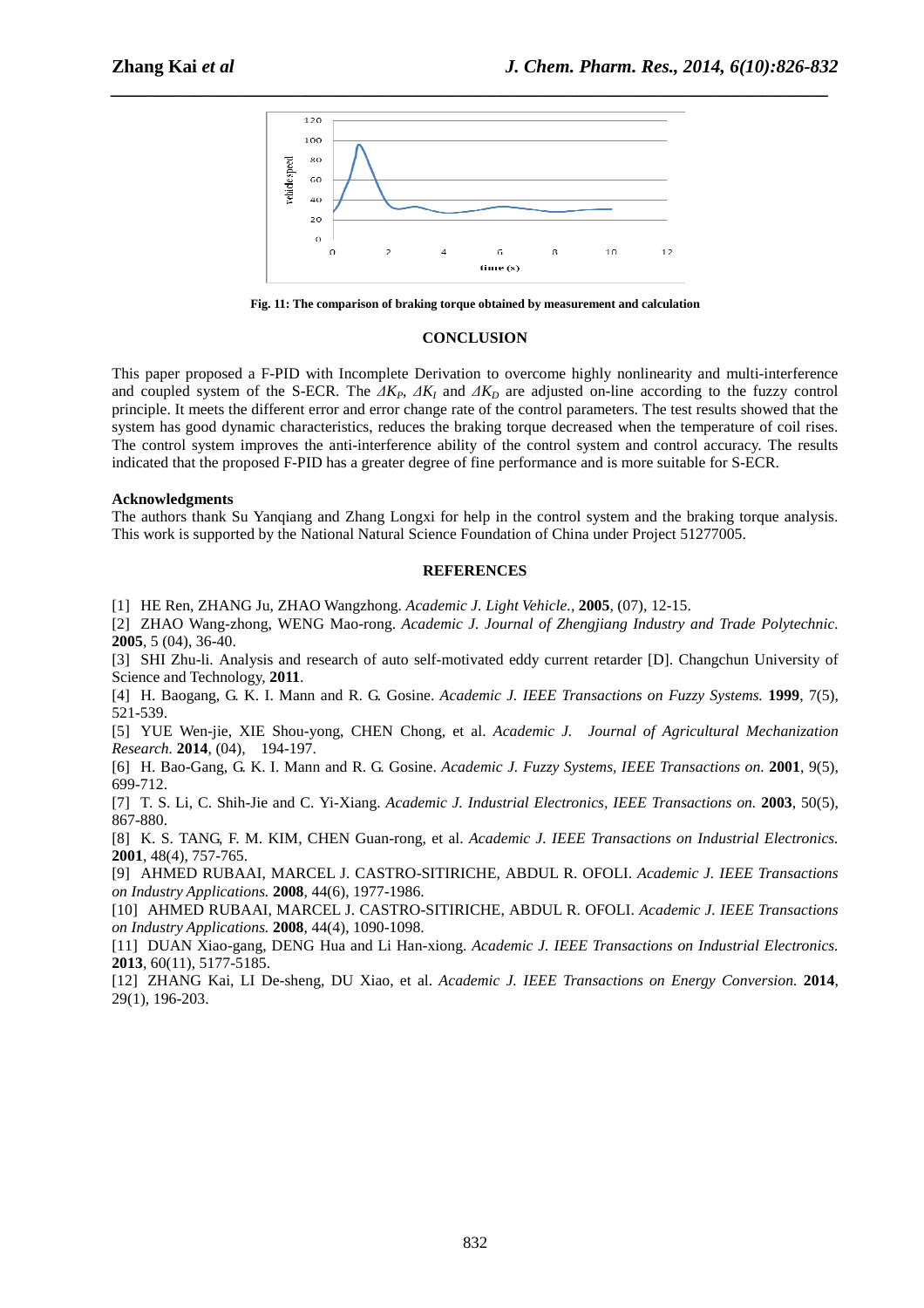vehicle speed

120
100
80
60
40
20
0

0 2 4 6 8 10 12

time (s)

**Fig. 11: The comparison of braking torque obtained by measurement and calculation**

## CONCLUSION

This paper proposed a F-PID with Incomplete Derivation to overcome highly nonlinearity and multi-interference and coupled system of the S-ECR. The $\Delta K_P$, $\Delta K_I$ and $\Delta K_D$ are adjusted on-line according to the fuzzy control principle. It meets the different error and error change rate of the control parameters. The test results showed that the system has good dynamic characteristics, reduces the braking torque decreased when the temperature of coil rises. The control system improves the anti-interference ability of the control system and control accuracy. The results indicated that the proposed F-PID has a greater degree of fine performance and is more suitable for S-ECR.

**Acknowledgments**

The authors thank Su Yanqiang and Zhang Longxi for help in the control system and the braking torque analysis. This work is supported by the National Natural Science Foundation of China under Project 51277005.

## REFERENCES

[1] HE Ren, ZHANG Ju, ZHAO Wangzhong. *Academic J. Light Vehicle.*, **2005**, (07), 12-15.

[2] ZHAO Wang-zhong, WENG Mao-rong. *Academic J. Journal of Zhengjiang Industry and Trade Polytechnic.* **2005**, 5 (04), 36-40.

[3] SHI Zhu-li. Analysis and research of auto self-motivated eddy current retarder [D]. Changchun University of Science and Technology, **2011**.

[4] H. Baogang, G. K. I. Mann and R. G. Gosine. *Academic J. IEEE Transactions on Fuzzy Systems.* **1999**, 7(5), 521-539.

[5] YUE Wen-jie, XIE Shou-yong, CHEN Chong, et al. *Academic J. Journal of Agricultural Mechanization Research.* **2014**, (04), 194-197.

[6] H. Bao-Gang, G. K. I. Mann and R. G. Gosine. *Academic J. Fuzzy Systems, IEEE Transactions on.* **2001**, 9(5), 699-712.

[7] T. S. Li, C. Shih-Jie and C. Yi-Xiang. *Academic J. Industrial Electronics, IEEE Transactions on.* **2003**, 50(5), 867-880.

[8] K. S. TANG, F. M. KIM, CHEN Guan-rong, et al. *Academic J. IEEE Transactions on Industrial Electronics.* **2001**, 48(4), 757-765.

[9] AHMED RUBAAI, MARCEL J. CASTRO-SITIRICHE, ABDUL R. OFOLI. *Academic J. IEEE Transactions on Industry Applications.* **2008**, 44(6), 1977-1986.

[10] AHMED RUBAAI, MARCEL J. CASTRO-SITIRICHE, ABDUL R. OFOLI. *Academic J. IEEE Transactions on Industry Applications.* **2008**, 44(4), 1090-1098.

[11] DUAN Xiao-gang, DENG Hua and Li Han-xiong. *Academic J. IEEE Transactions on Industrial Electronics.* **2013**, 60(11), 5177-5185.

[12] ZHANG Kai, LI De-sheng, DU Xiao, et al. *Academic J. IEEE Transactions on Energy Conversion.* **2014**, 29(1), 196-203.